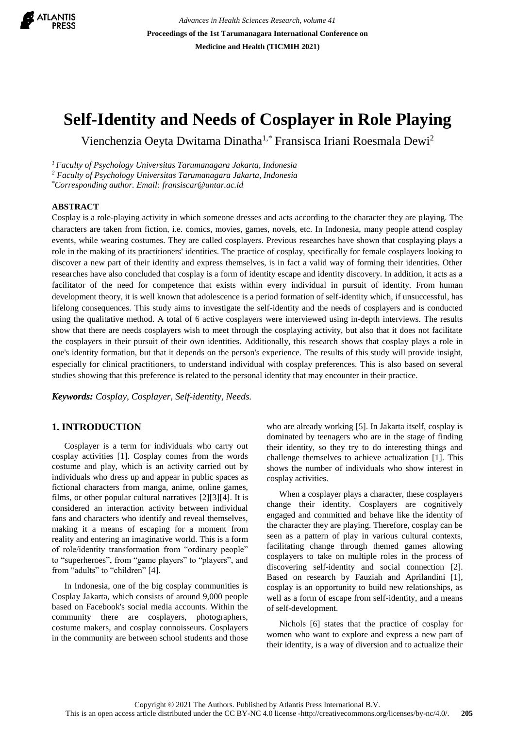# Self-Identity and Needs of Cosplayer in Role Playing

Vienchenzia Oeyta Dwitama Dinatha[1,*] Fransisca Iriani Roesmala Dewi[2]

[1] *Faculty of Psychology Universitas Tarumanagara Jakarta, Indonesia*
[2] *Faculty of Psychology Universitas Tarumanagara Jakarta, Indonesia*
[*] *Corresponding author. Email: fransiscar@untar.ac.id*

## ABSTRACT

Cosplay is a role-playing activity in which someone dresses and acts according to the character they are playing. The characters are taken from fiction, i.e. comics, movies, games, novels, etc. In Indonesia, many people attend cosplay events, while wearing costumes. They are called cosplayers. Previous researches have shown that cosplaying plays a role in the making of its practitioners' identities. The practice of cosplay, specifically for female cosplayers looking to discover a new part of their identity and express themselves, is in fact a valid way of forming their identities. Other researches have also concluded that cosplay is a form of identity escape and identity discovery. In addition, it acts as a facilitator of the need for competence that exists within every individual in pursuit of identity. From human development theory, it is well known that adolescence is a period formation of self-identity which, if unsuccessful, has lifelong consequences. This study aims to investigate the self-identity and the needs of cosplayers and is conducted using the qualitative method. A total of 6 active cosplayers were interviewed using in-depth interviews. The results show that there are needs cosplayers wish to meet through the cosplaying activity, but also that it does not facilitate the cosplayers in their pursuit of their own identities. Additionally, this research shows that cosplay plays a role in one's identity formation, but that it depends on the person's experience. The results of this study will provide insight, especially for clinical practitioners, to understand individual with cosplay preferences. This is also based on several studies showing that this preference is related to the personal identity that may encounter in their practice.

***Keywords:** Cosplay, Cosplayer, Self-identity, Needs.*

## 1. INTRODUCTION

Cosplayer is a term for individuals who carry out cosplay activities [1]. Cosplay comes from the words costume and play, which is an activity carried out by individuals who dress up and appear in public spaces as fictional characters from manga, anime, online games, films, or other popular cultural narratives [2][3][4]. It is considered an interaction activity between individual fans and characters who identify and reveal themselves, making it a means of escaping for a moment from reality and entering an imaginative world. This is a form of role/identity transformation from "ordinary people" to "superheroes", from "game players" to "players", and from "adults" to "children" [4].

In Indonesia, one of the big cosplay communities is Cosplay Jakarta, which consists of around 9,000 people based on Facebook's social media accounts. Within the community there are cosplayers, photographers, costume makers, and cosplay connoisseurs. Cosplayers in the community are between school students and those who are already working [5]. In Jakarta itself, cosplay is dominated by teenagers who are in the stage of finding their identity, so they try to do interesting things and challenge themselves to achieve actualization [1]. This shows the number of individuals who show interest in cosplay activities.

When a cosplayer plays a character, these cosplayers change their identity. Cosplayers are cognitively engaged and committed and behave like the identity of the character they are playing. Therefore, cosplay can be seen as a pattern of play in various cultural contexts, facilitating change through themed games allowing cosplayers to take on multiple roles in the process of discovering self-identity and social connection [2]. Based on research by Fauziah and Aprilandini [1], cosplay is an opportunity to build new relationships, as well as a form of escape from self-identity, and a means of self-development.

Nichols [6] states that the practice of cosplay for women who want to explore and express a new part of their identity, is a way of diversion and to actualize their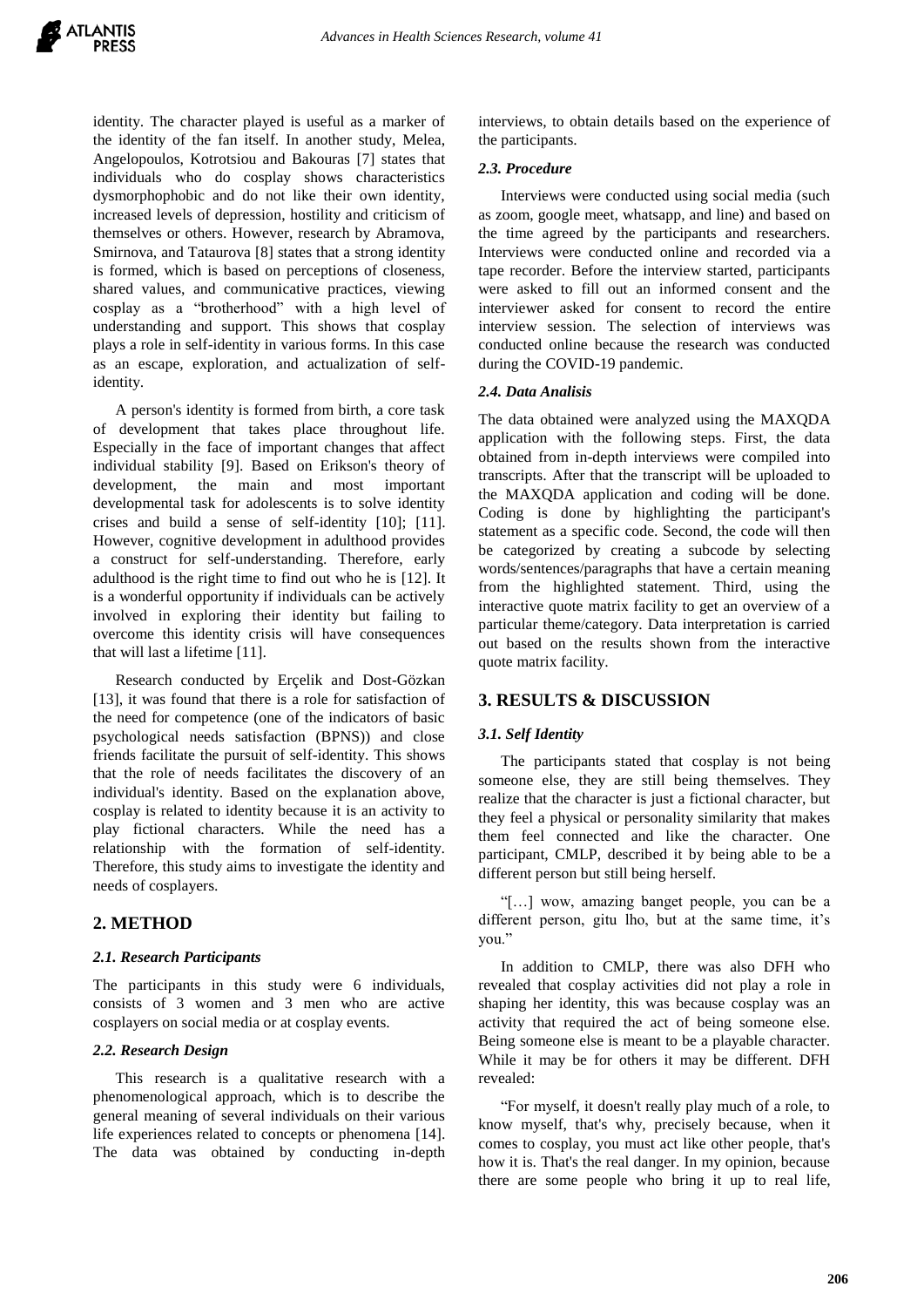identity. The character played is useful as a marker of the identity of the fan itself. In another study, Melea, Angelopoulos, Kotrotsiou and Bakouras [7] states that individuals who do cosplay shows characteristics dysmorphophobic and do not like their own identity, increased levels of depression, hostility and criticism of themselves or others. However, research by Abramova, Smirnova, and Tataurova [8] states that a strong identity is formed, which is based on perceptions of closeness, shared values, and communicative practices, viewing cosplay as a "brotherhood" with a high level of understanding and support. This shows that cosplay plays a role in self-identity in various forms. In this case as an escape, exploration, and actualization of self-identity.

A person's identity is formed from birth, a core task of development that takes place throughout life. Especially in the face of important changes that affect individual stability [9]. Based on Erikson's theory of development, the main and most important developmental task for adolescents is to solve identity crises and build a sense of self-identity [10]; [11]. However, cognitive development in adulthood provides a construct for self-understanding. Therefore, early adulthood is the right time to find out who he is [12]. It is a wonderful opportunity if individuals can be actively involved in exploring their identity but failing to overcome this identity crisis will have consequences that will last a lifetime [11].

Research conducted by Erçelik and Dost-Gözkan [13], it was found that there is a role for satisfaction of the need for competence (one of the indicators of basic psychological needs satisfaction (BPNS)) and close friends facilitate the pursuit of self-identity. This shows that the role of needs facilitates the discovery of an individual's identity. Based on the explanation above, cosplay is related to identity because it is an activity to play fictional characters. While the need has a relationship with the formation of self-identity. Therefore, this study aims to investigate the identity and needs of cosplayers.

## 2. METHOD

### 2.1. Research Participants

The participants in this study were 6 individuals, consists of 3 women and 3 men who are active cosplayers on social media or at cosplay events.

### 2.2. Research Design

This research is a qualitative research with a phenomenological approach, which is to describe the general meaning of several individuals on their various life experiences related to concepts or phenomena [14]. The data was obtained by conducting in-depth interviews, to obtain details based on the experience of the participants.

### 2.3. Procedure

Interviews were conducted using social media (such as zoom, google meet, whatsapp, and line) and based on the time agreed by the participants and researchers. Interviews were conducted online and recorded via a tape recorder. Before the interview started, participants were asked to fill out an informed consent and the interviewer asked for consent to record the entire interview session. The selection of interviews was conducted online because the research was conducted during the COVID-19 pandemic.

### 2.4. Data Analisis

The data obtained were analyzed using the MAXQDA application with the following steps. First, the data obtained from in-depth interviews were compiled into transcripts. After that the transcript will be uploaded to the MAXQDA application and coding will be done. Coding is done by highlighting the participant's statement as a specific code. Second, the code will then be categorized by creating a subcode by selecting words/sentences/paragraphs that have a certain meaning from the highlighted statement. Third, using the interactive quote matrix facility to get an overview of a particular theme/category. Data interpretation is carried out based on the results shown from the interactive quote matrix facility.

## 3. RESULTS & DISCUSSION

### 3.1. Self Identity

The participants stated that cosplay is not being someone else, they are still being themselves. They realize that the character is just a fictional character, but they feel a physical or personality similarity that makes them feel connected and like the character. One participant, CMLP, described it by being able to be a different person but still being herself.

"[…] wow, amazing banget people, you can be a different person, gitu lho, but at the same time, it's you."

In addition to CMLP, there was also DFH who revealed that cosplay activities did not play a role in shaping her identity, this was because cosplay was an activity that required the act of being someone else. Being someone else is meant to be a playable character. While it may be for others it may be different. DFH revealed:

"For myself, it doesn't really play much of a role, to know myself, that's why, precisely because, when it comes to cosplay, you must act like other people, that's how it is. That's the real danger. In my opinion, because there are some people who bring it up to real life,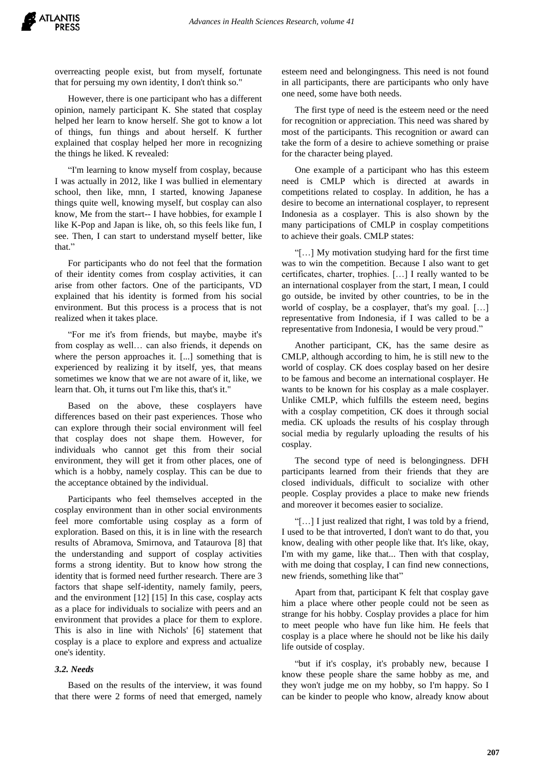overreacting people exist, but from myself, fortunate that for persuing my own identity, I don't think so."

However, there is one participant who has a different opinion, namely participant K. She stated that cosplay helped her learn to know herself. She got to know a lot of things, fun things and about herself. K further explained that cosplay helped her more in recognizing the things he liked. K revealed:

"I'm learning to know myself from cosplay, because I was actually in 2012, like I was bullied in elementary school, then like, mnn, I started, knowing Japanese things quite well, knowing myself, but cosplay can also know, Me from the start-- I have hobbies, for example I like K-Pop and Japan is like, oh, so this feels like fun, I see. Then, I can start to understand myself better, like that."

For participants who do not feel that the formation of their identity comes from cosplay activities, it can arise from other factors. One of the participants, VD explained that his identity is formed from his social environment. But this process is a process that is not realized when it takes place.

"For me it's from friends, but maybe, maybe it's from cosplay as well… can also friends, it depends on where the person approaches it. [...] something that is experienced by realizing it by itself, yes, that means sometimes we know that we are not aware of it, like, we learn that. Oh, it turns out I'm like this, that's it."

Based on the above, these cosplayers have differences based on their past experiences. Those who can explore through their social environment will feel that cosplay does not shape them. However, for individuals who cannot get this from their social environment, they will get it from other places, one of which is a hobby, namely cosplay. This can be due to the acceptance obtained by the individual.

Participants who feel themselves accepted in the cosplay environment than in other social environments feel more comfortable using cosplay as a form of exploration. Based on this, it is in line with the research results of Abramova, Smirnova, and Tataurova [8] that the understanding and support of cosplay activities forms a strong identity. But to know how strong the identity that is formed need further research. There are 3 factors that shape self-identity, namely family, peers, and the environment [12] [15] In this case, cosplay acts as a place for individuals to socialize with peers and an environment that provides a place for them to explore. This is also in line with Nichols' [6] statement that cosplay is a place to explore and express and actualize one's identity.

### *3.2. Needs*

Based on the results of the interview, it was found that there were 2 forms of need that emerged, namely esteem need and belongingness. This need is not found in all participants, there are participants who only have one need, some have both needs.

The first type of need is the esteem need or the need for recognition or appreciation. This need was shared by most of the participants. This recognition or award can take the form of a desire to achieve something or praise for the character being played.

One example of a participant who has this esteem need is CMLP which is directed at awards in competitions related to cosplay. In addition, he has a desire to become an international cosplayer, to represent Indonesia as a cosplayer. This is also shown by the many participations of CMLP in cosplay competitions to achieve their goals. CMLP states:

"[…] My motivation studying hard for the first time was to win the competition. Because I also want to get certificates, charter, trophies. […] I really wanted to be an international cosplayer from the start, I mean, I could go outside, be invited by other countries, to be in the world of cosplay, be a cosplayer, that's my goal. […] representative from Indonesia, if I was called to be a representative from Indonesia, I would be very proud."

Another participant, CK, has the same desire as CMLP, although according to him, he is still new to the world of cosplay. CK does cosplay based on her desire to be famous and become an international cosplayer. He wants to be known for his cosplay as a male cosplayer. Unlike CMLP, which fulfills the esteem need, begins with a cosplay competition, CK does it through social media. CK uploads the results of his cosplay through social media by regularly uploading the results of his cosplay.

The second type of need is belongingness. DFH participants learned from their friends that they are closed individuals, difficult to socialize with other people. Cosplay provides a place to make new friends and moreover it becomes easier to socialize.

"[…] I just realized that right, I was told by a friend, I used to be that introverted, I don't want to do that, you know, dealing with other people like that. It's like, okay, I'm with my game, like that... Then with that cosplay, with me doing that cosplay, I can find new connections, new friends, something like that"

Apart from that, participant K felt that cosplay gave him a place where other people could not be seen as strange for his hobby. Cosplay provides a place for him to meet people who have fun like him. He feels that cosplay is a place where he should not be like his daily life outside of cosplay.

"but if it's cosplay, it's probably new, because I know these people share the same hobby as me, and they won't judge me on my hobby, so I'm happy. So I can be kinder to people who know, already know about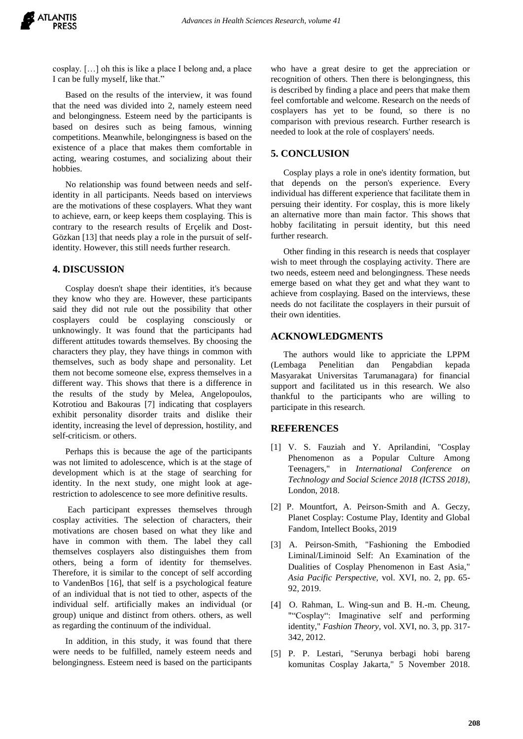cosplay. […] oh this is like a place I belong and, a place I can be fully myself, like that."

Based on the results of the interview, it was found that the need was divided into 2, namely esteem need and belongingness. Esteem need by the participants is based on desires such as being famous, winning competitions. Meanwhile, belongingness is based on the existence of a place that makes them comfortable in acting, wearing costumes, and socializing about their hobbies.

No relationship was found between needs and self-identity in all participants. Needs based on interviews are the motivations of these cosplayers. What they want to achieve, earn, or keep keeps them cosplaying. This is contrary to the research results of Erçelik and Dost-Gözkan [13] that needs play a role in the pursuit of self-identity. However, this still needs further research.

## 4. DISCUSSION

Cosplay doesn't shape their identities, it's because they know who they are. However, these participants said they did not rule out the possibility that other cosplayers could be cosplaying consciously or unknowingly. It was found that the participants had different attitudes towards themselves. By choosing the characters they play, they have things in common with themselves, such as body shape and personality. Let them not become someone else, express themselves in a different way. This shows that there is a difference in the results of the study by Melea, Angelopoulos, Kotrotiou and Bakouras [7] indicating that cosplayers exhibit personality disorder traits and dislike their identity, increasing the level of depression, hostility, and self-criticism. or others.

Perhaps this is because the age of the participants was not limited to adolescence, which is at the stage of development which is at the stage of searching for identity. In the next study, one might look at age-restriction to adolescence to see more definitive results.

Each participant expresses themselves through cosplay activities. The selection of characters, their motivations are chosen based on what they like and have in common with them. The label they call themselves cosplayers also distinguishes them from others, being a form of identity for themselves. Therefore, it is similar to the concept of self according to VandenBos [16], that self is a psychological feature of an individual that is not tied to other, aspects of the individual self. artificially makes an individual (or group) unique and distinct from others. others, as well as regarding the continuum of the individual.

In addition, in this study, it was found that there were needs to be fulfilled, namely esteem needs and belongingness. Esteem need is based on the participants who have a great desire to get the appreciation or recognition of others. Then there is belongingness, this is described by finding a place and peers that make them feel comfortable and welcome. Research on the needs of cosplayers has yet to be found, so there is no comparison with previous research. Further research is needed to look at the role of cosplayers' needs.

## 5. CONCLUSION

Cosplay plays a role in one's identity formation, but that depends on the person's experience. Every individual has different experience that facilitate them in persuing their identity. For cosplay, this is more likely an alternative more than main factor. This shows that hobby facilitating in persuit identity, but this need further research.

Other finding in this research is needs that cosplayer wish to meet through the cosplaying activity. There are two needs, esteem need and belongingness. These needs emerge based on what they get and what they want to achieve from cosplaying. Based on the interviews, these needs do not facilitate the cosplayers in their pursuit of their own identities.

## ACKNOWLEDGMENTS

The authors would like to appriciate the LPPM (Lembaga Penelitian dan Pengabdian kepada Masyarakat Universitas Tarumanagara) for financial support and facilitated us in this research. We also thankful to the participants who are willing to participate in this research.

## REFERENCES

[1] V. S. Fauziah and Y. Aprilandini, "Cosplay Phenomenon as a Popular Culture Among Teenagers," in *International Conference on Technology and Social Science 2018 (ICTSS 2018)*, London, 2018.

[2] P. Mountfort, A. Peirson-Smith and A. Geczy, Planet Cosplay: Costume Play, Identity and Global Fandom, Intellect Books, 2019

[3] A. Peirson-Smith, "Fashioning the Embodied Liminal/Liminoid Self: An Examination of the Dualities of Cosplay Phenomenon in East Asia," *Asia Pacific Perspective,* vol. XVI, no. 2, pp. 65-92, 2019.

[4] O. Rahman, L. Wing-sun and B. H.-m. Cheung, ""Cosplay": Imaginative self and performing identity," *Fashion Theory,* vol. XVI, no. 3, pp. 317-342, 2012.

[5] P. P. Lestari, "Serunya berbagi hobi bareng komunitas Cosplay Jakarta," 5 November 2018.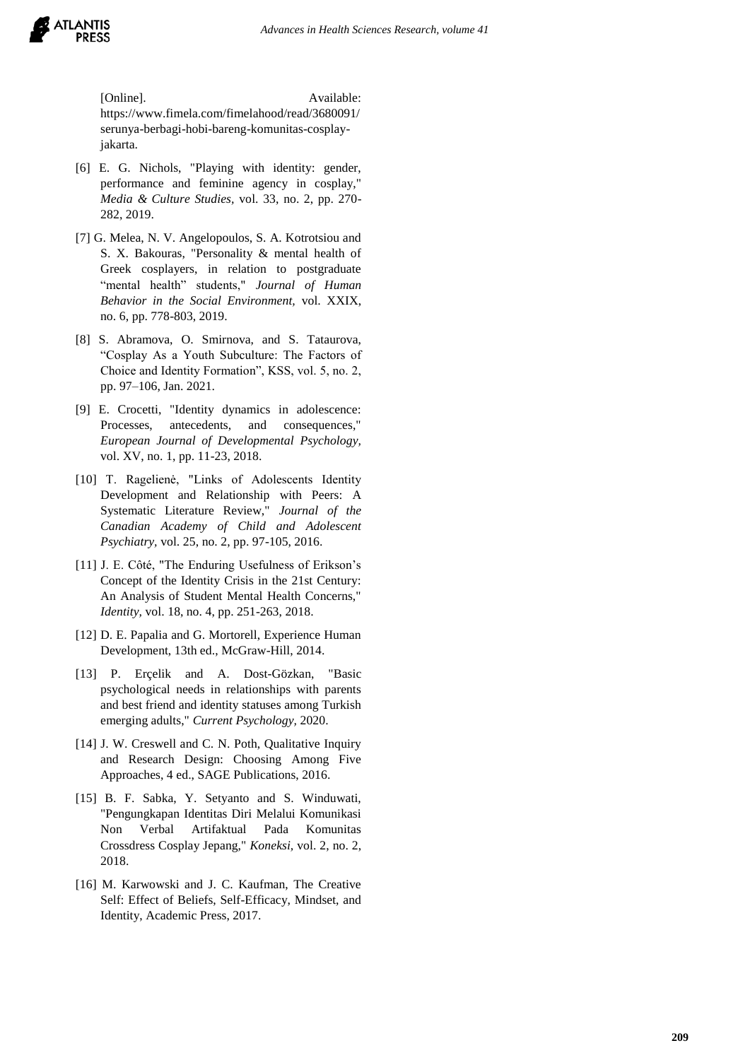[Online]. Available: https://www.fimela.com/fimelahood/read/3680091/serunya-berbagi-hobi-bareng-komunitas-cosplay-jakarta.

[6] E. G. Nichols, "Playing with identity: gender, performance and feminine agency in cosplay," *Media & Culture Studies,* vol. 33, no. 2, pp. 270-282, 2019.

[7] G. Melea, N. V. Angelopoulos, S. A. Kotrotsiou and S. X. Bakouras, "Personality & mental health of Greek cosplayers, in relation to postgraduate "mental health" students," *Journal of Human Behavior in the Social Environment,* vol. XXIX, no. 6, pp. 778-803, 2019.

[8] S. Abramova, O. Smirnova, and S. Tataurova, "Cosplay As a Youth Subculture: The Factors of Choice and Identity Formation", KSS, vol. 5, no. 2, pp. 97–106, Jan. 2021.

[9] E. Crocetti, "Identity dynamics in adolescence: Processes, antecedents, and consequences," *European Journal of Developmental Psychology,* vol. XV, no. 1, pp. 11-23, 2018.

[10] T. Ragelienė, "Links of Adolescents Identity Development and Relationship with Peers: A Systematic Literature Review," *Journal of the Canadian Academy of Child and Adolescent Psychiatry,* vol. 25, no. 2, pp. 97-105, 2016.

[11] J. E. Côté, "The Enduring Usefulness of Erikson's Concept of the Identity Crisis in the 21st Century: An Analysis of Student Mental Health Concerns," *Identity,* vol. 18, no. 4, pp. 251-263, 2018.

[12] D. E. Papalia and G. Mortorell, Experience Human Development, 13th ed., McGraw-Hill, 2014.

[13] P. Erçelik and A. Dost-Gözkan, "Basic psychological needs in relationships with parents and best friend and identity statuses among Turkish emerging adults," *Current Psychology,* 2020.

[14] J. W. Creswell and C. N. Poth, Qualitative Inquiry and Research Design: Choosing Among Five Approaches, 4 ed., SAGE Publications, 2016.

[15] B. F. Sabka, Y. Setyanto and S. Winduwati, "Pengungkapan Identitas Diri Melalui Komunikasi Non Verbal Artifaktual Pada Komunitas Crossdress Cosplay Jepang," *Koneksi,* vol. 2, no. 2, 2018.

[16] M. Karwowski and J. C. Kaufman, The Creative Self: Effect of Beliefs, Self-Efficacy, Mindset, and Identity, Academic Press, 2017.